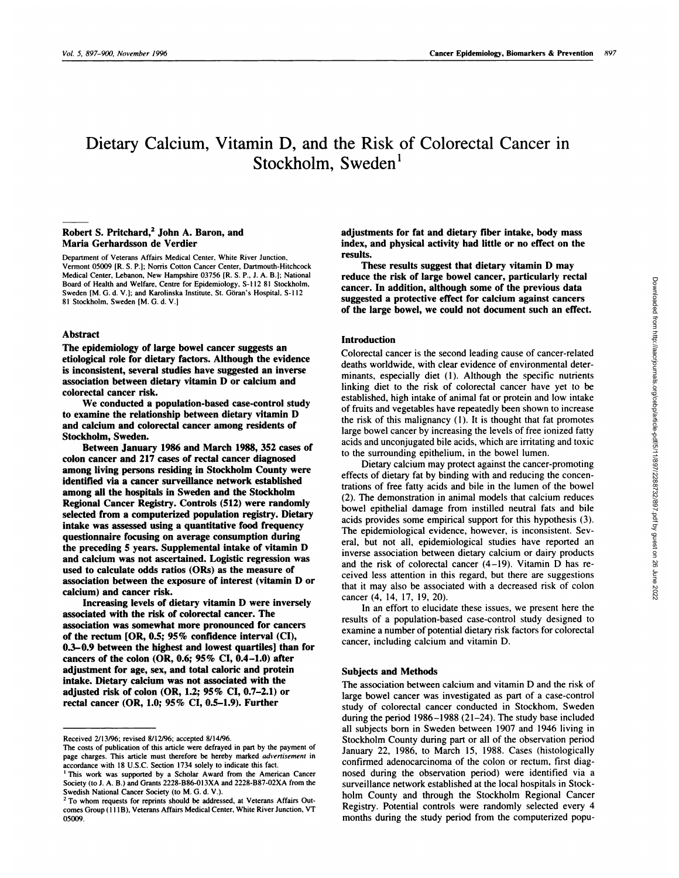# Dietary Calcium, Vitamin D, and the Risk of Colorectal Cancer in Stockholm, Sweden[1]

**Robert S. Pritchard,[2] John A. Baron, and Maria Gerhardsson de Verdier**

Department of Veterans Affairs Medical Center, White River Junction, Vermont 05009 [R. S. P.]; Norris Cotton Cancer Center, Dartmouth-Hitchcock Medical Center, Lebanon, New Hampshire 03756 [R. S. P., J. A. B.]; National Board of Health and Welfare, Centre for Epidemiology, S-112 81 Stockholm, Sweden [M. G. d. V.]; and Karolinska Institute, St. Göran's Hospital, S-112 81 Stockholm, Sweden [M. G. d. V.]

## Abstract

**The epidemiology of large bowel cancer suggests an etiological role for dietary factors. Although the evidence is inconsistent, several studies have suggested an inverse association between dietary vitamin D or calcium and colorectal cancer risk.**

**We conducted a population-based case-control study to examine the relationship between dietary vitamin D and calcium and colorectal cancer among residents of Stockholm, Sweden.**

**Between January 1986 and March 1988, 352 cases of colon cancer and 217 cases of rectal cancer diagnosed among living persons residing in Stockholm County were identified via a cancer surveillance network established among all the hospitals in Sweden and the Stockholm Regional Cancer Registry. Controls (512) were randomly selected from a computerized population registry. Dietary intake was assessed using a quantitative food frequency questionnaire focusing on average consumption during the preceding 5 years. Supplemental intake of vitamin D and calcium was not ascertained. Logistic regression was used to calculate odds ratios (ORs) as the measure of association between the exposure of interest (vitamin D or calcium) and cancer risk.**

**Increasing levels of dietary vitamin D were inversely associated with the risk of colorectal cancer. The association was somewhat more pronounced for cancers of the rectum [OR, 0.5; 95% confidence interval (CI), 0.3–0.9 between the highest and lowest quartiles] than for cancers of the colon (OR, 0.6; 95% CI, 0.4–1.0) after adjustment for age, sex, and total caloric and protein intake. Dietary calcium was not associated with the adjusted risk of colon (OR, 1.2; 95% CI, 0.7–2.1) or rectal cancer (OR, 1.0; 95% CI, 0.5–1.9). Further adjustments for fat and dietary fiber intake, body mass index, and physical activity had little or no effect on the results.**

**These results suggest that dietary vitamin D may reduce the risk of large bowel cancer, particularly rectal cancer. In addition, although some of the previous data suggested a protective effect for calcium against cancers of the large bowel, we could not document such an effect.**

## Introduction

Colorectal cancer is the second leading cause of cancer-related deaths worldwide, with clear evidence of environmental determinants, especially diet (1). Although the specific nutrients linking diet to the risk of colorectal cancer have yet to be established, high intake of animal fat or protein and low intake of fruits and vegetables have repeatedly been shown to increase the risk of this malignancy (1). It is thought that fat promotes large bowel cancer by increasing the levels of free ionized fatty acids and unconjugated bile acids, which are irritating and toxic to the surrounding epithelium, in the bowel lumen.

Dietary calcium may protect against the cancer-promoting effects of dietary fat by binding with and reducing the concentrations of free fatty acids and bile in the lumen of the bowel (2). The demonstration in animal models that calcium reduces bowel epithelial damage from instilled neutral fats and bile acids provides some empirical support for this hypothesis (3). The epidemiological evidence, however, is inconsistent. Several, but not all, epidemiological studies have reported an inverse association between dietary calcium or dairy products and the risk of colorectal cancer (4–19). Vitamin D has received less attention in this regard, but there are suggestions that it may also be associated with a decreased risk of colon cancer (4, 14, 17, 19, 20).

In an effort to elucidate these issues, we present here the results of a population-based case-control study designed to examine a number of potential dietary risk factors for colorectal cancer, including calcium and vitamin D.

## Subjects and Methods

The association between calcium and vitamin D and the risk of large bowel cancer was investigated as part of a case-control study of colorectal cancer conducted in Stockhom, Sweden during the period 1986–1988 (21–24). The study base included all subjects born in Sweden between 1907 and 1946 living in Stockholm County during part or all of the observation period January 22, 1986, to March 15, 1988. Cases (histologically confirmed adenocarcinoma of the colon or rectum, first diagnosed during the observation period) were identified via a surveillance network established at the local hospitals in Stockholm County and through the Stockholm Regional Cancer Registry. Potential controls were randomly selected every 4 months during the study period from the computerized popu-

---

Received 2/13/96; revised 8/12/96; accepted 8/14/96.

The costs of publication of this article were defrayed in part by the payment of page charges. This article must therefore be hereby marked *advertisement* in accordance with 18 U.S.C. Section 1734 solely to indicate this fact.

[1] This work was supported by a Scholar Award from the American Cancer Society (to J. A. B.) and Grants 2228-B86-013XA and 2228-B87-02XA from the Swedish National Cancer Society (to M. G. d. V.).

[2] To whom requests for reprints should be addressed, at Veterans Affairs Outcomes Group (111B), Veterans Affairs Medical Center, White River Junction, VT 05009.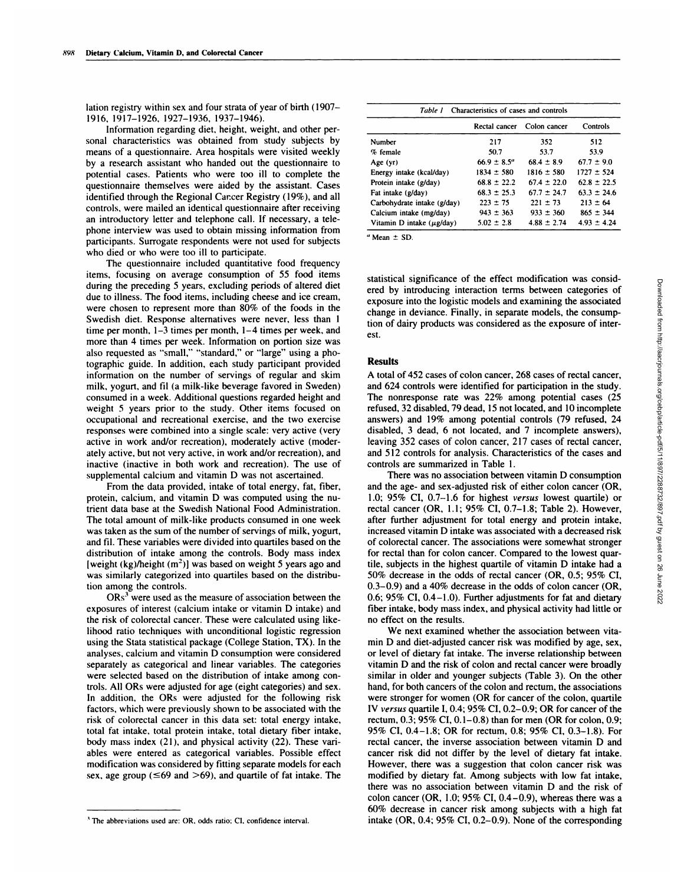lation registry within sex and four strata of year of birth (1907–1916, 1917–1926, 1927–1936, 1937–1946).

Information regarding diet, height, weight, and other personal characteristics was obtained from study subjects by means of a questionnaire. Area hospitals were visited weekly by a research assistant who handed out the questionnaire to potential cases. Patients who were too ill to complete the questionnaire themselves were aided by the assistant. Cases identified through the Regional Cancer Registry (19%), and all controls, were mailed an identical questionnaire after receiving an introductory letter and telephone call. If necessary, a telephone interview was used to obtain missing information from participants. Surrogate respondents were not used for subjects who died or who were too ill to participate.

The questionnaire included quantitative food frequency items, focusing on average consumption of 55 food items during the preceding 5 years, excluding periods of altered diet due to illness. The food items, including cheese and ice cream, were chosen to represent more than 80% of the foods in the Swedish diet. Response alternatives were never, less than 1 time per month, 1–3 times per month, 1–4 times per week, and more than 4 times per week. Information on portion size was also requested as "small," "standard," or "large" using a photographic guide. In addition, each study participant provided information on the number of servings of regular and skim milk, yogurt, and fil (a milk-like beverage favored in Sweden) consumed in a week. Additional questions regarded height and weight 5 years prior to the study. Other items focused on occupational and recreational exercise, and the two exercise responses were combined into a single scale: very active (very active in work and/or recreation), moderately active (moderately active, but not very active, in work and/or recreation), and inactive (inactive in both work and recreation). The use of supplemental calcium and vitamin D was not ascertained.

From the data provided, intake of total energy, fat, fiber, protein, calcium, and vitamin D was computed using the nutrient data base at the Swedish National Food Administration. The total amount of milk-like products consumed in one week was taken as the sum of the number of servings of milk, yogurt, and fil. These variables were divided into quartiles based on the distribution of intake among the controls. Body mass index [weight (kg)/height ($m^2$)] was based on weight 5 years ago and was similarly categorized into quartiles based on the distribution among the controls.

ORs[3] were used as the measure of association between the exposures of interest (calcium intake or vitamin D intake) and the risk of colorectal cancer. These were calculated using likelihood ratio techniques with unconditional logistic regression using the Stata statistical package (College Station, TX). In the analyses, calcium and vitamin D consumption were considered separately as categorical and linear variables. The categories were selected based on the distribution of intake among controls. All ORs were adjusted for age (eight categories) and sex. In addition, the ORs were adjusted for the following risk factors, which were previously shown to be associated with the risk of colorectal cancer in this data set: total energy intake, total fat intake, total protein intake, total dietary fiber intake, body mass index (21), and physical activity (22). These variables were entered as categorical variables. Possible effect modification was considered by fitting separate models for each sex, age group (≤69 and >69), and quartile of fat intake. The statistical significance of the effect modification was considered by introducing interaction terms between categories of exposure into the logistic models and examining the associated change in deviance. Finally, in separate models, the consumption of dairy products was considered as the exposure of interest.

[3] The abbreviations used are: OR, odds ratio; CI, confidence interval.

*Table 1* Characteristics of cases and controls

| | Rectal cancer | Colon cancer | Controls |
|---|---|---|---|
| Number | 217 | 352 | 512 |
| % female | 50.7 | 53.7 | 53.9 |
| Age (yr) | 66.9 ± 8.5[a] | 68.4 ± 8.9 | 67.7 ± 9.0 |
| Energy intake (kcal/day) | 1834 ± 580 | 1816 ± 580 | 1727 ± 524 |
| Protein intake (g/day) | 68.8 ± 22.2 | 67.4 ± 22.0 | 62.8 ± 22.5 |
| Fat intake (g/day) | 68.3 ± 25.3 | 67.7 ± 24.7 | 63.3 ± 24.6 |
| Carbohydrate intake (g/day) | 223 ± 75 | 221 ± 73 | 213 ± 64 |
| Calcium intake (mg/day) | 943 ± 363 | 933 ± 360 | 865 ± 344 |
| Vitamin D intake (μg/day) | 5.02 ± 2.8 | 4.88 ± 2.74 | 4.93 ± 4.24 |

[a] Mean ± SD.

## Results

A total of 452 cases of colon cancer, 268 cases of rectal cancer, and 624 controls were identified for participation in the study. The nonresponse rate was 22% among potential cases (25 refused, 32 disabled, 79 dead, 15 not located, and 10 incomplete answers) and 19% among potential controls (79 refused, 24 disabled, 3 dead, 6 not located, and 7 incomplete answers), leaving 352 cases of colon cancer, 217 cases of rectal cancer, and 512 controls for analysis. Characteristics of the cases and controls are summarized in Table 1.

There was no association between vitamin D consumption and the age- and sex-adjusted risk of either colon cancer (OR, 1.0; 95% CI, 0.7–1.6 for highest *versus* lowest quartile) or rectal cancer (OR, 1.1; 95% CI, 0.7–1.8; Table 2). However, after further adjustment for total energy and protein intake, increased vitamin D intake was associated with a decreased risk of colorectal cancer. The associations were somewhat stronger for rectal than for colon cancer. Compared to the lowest quartile, subjects in the highest quartile of vitamin D intake had a 50% decrease in the odds of rectal cancer (OR, 0.5; 95% CI, 0.3–0.9) and a 40% decrease in the odds of colon cancer (OR, 0.6; 95% CI, 0.4–1.0). Further adjustments for fat and dietary fiber intake, body mass index, and physical activity had little or no effect on the results.

We next examined whether the association between vitamin D and diet-adjusted cancer risk was modified by age, sex, or level of dietary fat intake. The inverse relationship between vitamin D and the risk of colon and rectal cancer were broadly similar in older and younger subjects (Table 3). On the other hand, for both cancers of the colon and rectum, the associations were stronger for women (OR for cancer of the colon, quartile IV *versus* quartile I, 0.4; 95% CI, 0.2–0.9; OR for cancer of the rectum, 0.3; 95% CI, 0.1–0.8) than for men (OR for colon, 0.9; 95% CI, 0.4–1.8; OR for rectum, 0.8; 95% CI, 0.3–1.8). For rectal cancer, the inverse association between vitamin D and cancer risk did not differ by the level of dietary fat intake. However, there was a suggestion that colon cancer risk was modified by dietary fat. Among subjects with low fat intake, there was no association between vitamin D and the risk of colon cancer (OR, 1.0; 95% CI, 0.4–0.9), whereas there was a 60% decrease in cancer risk among subjects with a high fat intake (OR, 0.4; 95% CI, 0.2–0.9). None of the corresponding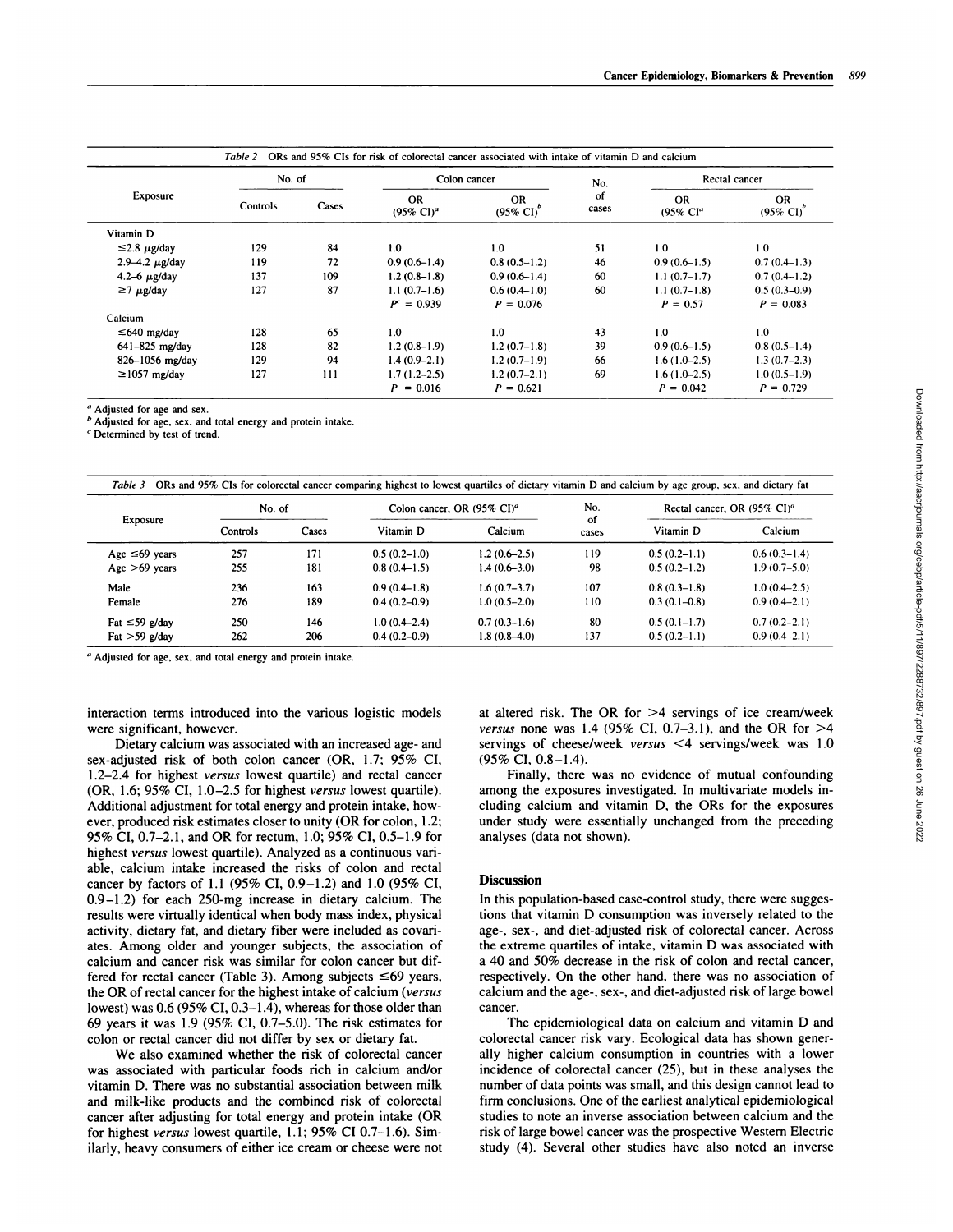Table 2 ORs and 95% CIs for risk of colorectal cancer associated with intake of vitamin D and calcium

| Exposure | No. of Controls | No. of Cases | Colon cancer OR (95% CI)[a] | Colon cancer OR (95% CI)[b] | No. of cases | Rectal cancer OR (95% CI)[a] | Rectal cancer OR (95% CI)[b] |
|---|---|---|---|---|---|---|---|
| Vitamin D | | | | | | | |
| ≤2.8 μg/day | 129 | 84 | 1.0 | 1.0 | 51 | 1.0 | 1.0 |
| 2.9–4.2 μg/day | 119 | 72 | 0.9 (0.6–1.4) | 0.8 (0.5–1.2) | 46 | 0.9 (0.6–1.5) | 0.7 (0.4–1.3) |
| 4.2–6 μg/day | 137 | 109 | 1.2 (0.8–1.8) | 0.9 (0.6–1.4) | 60 | 1.1 (0.7–1.7) | 0.7 (0.4–1.2) |
| ≥7 μg/day | 127 | 87 | 1.1 (0.7–1.6) | 0.6 (0.4–1.0) | 60 | 1.1 (0.7–1.8) | 0.5 (0.3–0.9) |
| | | | $P^c$ = 0.939 | $P$ = 0.076 | | $P$ = 0.57 | $P$ = 0.083 |
| Calcium | | | | | | | |
| ≤640 mg/day | 128 | 65 | 1.0 | 1.0 | 43 | 1.0 | 1.0 |
| 641–825 mg/day | 128 | 82 | 1.2 (0.8–1.9) | 1.2 (0.7–1.8) | 39 | 0.9 (0.6–1.5) | 0.8 (0.5–1.4) |
| 826–1056 mg/day | 129 | 94 | 1.4 (0.9–2.1) | 1.2 (0.7–1.9) | 66 | 1.6 (1.0–2.5) | 1.3 (0.7–2.3) |
| ≥1057 mg/day | 127 | 111 | 1.7 (1.2–2.5) | 1.2 (0.7–2.1) | 69 | 1.6 (1.0–2.5) | 1.0 (0.5–1.9) |
| | | | $P$ = 0.016 | $P$ = 0.621 | | $P$ = 0.042 | $P$ = 0.729 |

[a] Adjusted for age and sex.
[b] Adjusted for age, sex, and total energy and protein intake.
[c] Determined by test of trend.

Table 3 ORs and 95% CIs for colorectal cancer comparing highest to lowest quartiles of dietary vitamin D and calcium by age group, sex, and dietary fat

| Exposure | No. of Controls | No. of Cases | Colon cancer, OR (95% CI)[a] Vitamin D | Colon cancer, OR (95% CI)[a] Calcium | No. of cases | Rectal cancer, OR (95% CI)[a] Vitamin D | Rectal cancer, OR (95% CI)[a] Calcium |
|---|---|---|---|---|---|---|---|
| Age ≤69 years | 257 | 171 | 0.5 (0.2–1.0) | 1.2 (0.6–2.5) | 119 | 0.5 (0.2–1.1) | 0.6 (0.3–1.4) |
| Age >69 years | 255 | 181 | 0.8 (0.4–1.5) | 1.4 (0.6–3.0) | 98 | 0.5 (0.2–1.2) | 1.9 (0.7–5.0) |
| Male | 236 | 163 | 0.9 (0.4–1.8) | 1.6 (0.7–3.7) | 107 | 0.8 (0.3–1.8) | 1.0 (0.4–2.5) |
| Female | 276 | 189 | 0.4 (0.2–0.9) | 1.0 (0.5–2.0) | 110 | 0.3 (0.1–0.8) | 0.9 (0.4–2.1) |
| Fat ≤59 g/day | 250 | 146 | 1.0 (0.4–2.4) | 0.7 (0.3–1.6) | 80 | 0.5 (0.1–1.7) | 0.7 (0.2–2.1) |
| Fat >59 g/day | 262 | 206 | 0.4 (0.2–0.9) | 1.8 (0.8–4.0) | 137 | 0.5 (0.2–1.1) | 0.9 (0.4–2.1) |

[a] Adjusted for age, sex, and total energy and protein intake.

interaction terms introduced into the various logistic models were significant, however.

Dietary calcium was associated with an increased age- and sex-adjusted risk of both colon cancer (OR, 1.7; 95% CI, 1.2–2.4 for highest *versus* lowest quartile) and rectal cancer (OR, 1.6; 95% CI, 1.0–2.5 for highest *versus* lowest quartile). Additional adjustment for total energy and protein intake, however, produced risk estimates closer to unity (OR for colon, 1.2; 95% CI, 0.7–2.1, and OR for rectum, 1.0; 95% CI, 0.5–1.9 for highest *versus* lowest quartile). Analyzed as a continuous variable, calcium intake increased the risks of colon and rectal cancer by factors of 1.1 (95% CI, 0.9–1.2) and 1.0 (95% CI, 0.9–1.2) for each 250-mg increase in dietary calcium. The results were virtually identical when body mass index, physical activity, dietary fat, and dietary fiber were included as covariates. Among older and younger subjects, the association of calcium and cancer risk was similar for colon cancer but differed for rectal cancer (Table 3). Among subjects ≤69 years, the OR of rectal cancer for the highest intake of calcium (*versus* lowest) was 0.6 (95% CI, 0.3–1.4), whereas for those older than 69 years it was 1.9 (95% CI, 0.7–5.0). The risk estimates for colon or rectal cancer did not differ by sex or dietary fat.

We also examined whether the risk of colorectal cancer was associated with particular foods rich in calcium and/or vitamin D. There was no substantial association between milk and milk-like products and the combined risk of colorectal cancer after adjusting for total energy and protein intake (OR for highest *versus* lowest quartile, 1.1; 95% CI 0.7–1.6). Similarly, heavy consumers of either ice cream or cheese were not at altered risk. The OR for >4 servings of ice cream/week *versus* none was 1.4 (95% CI, 0.7–3.1), and the OR for >4 servings of cheese/week *versus* <4 servings/week was 1.0 (95% CI, 0.8–1.4).

Finally, there was no evidence of mutual confounding among the exposures investigated. In multivariate models including calcium and vitamin D, the ORs for the exposures under study were essentially unchanged from the preceding analyses (data not shown).

## Discussion

In this population-based case-control study, there were suggestions that vitamin D consumption was inversely related to the age-, sex-, and diet-adjusted risk of colorectal cancer. Across the extreme quartiles of intake, vitamin D was associated with a 40 and 50% decrease in the risk of colon and rectal cancer, respectively. On the other hand, there was no association of calcium and the age-, sex-, and diet-adjusted risk of large bowel cancer.

The epidemiological data on calcium and vitamin D and colorectal cancer risk vary. Ecological data has shown generally higher calcium consumption in countries with a lower incidence of colorectal cancer (25), but in these analyses the number of data points was small, and this design cannot lead to firm conclusions. One of the earliest analytical epidemiological studies to note an inverse association between calcium and the risk of large bowel cancer was the prospective Western Electric study (4). Several other studies have also noted an inverse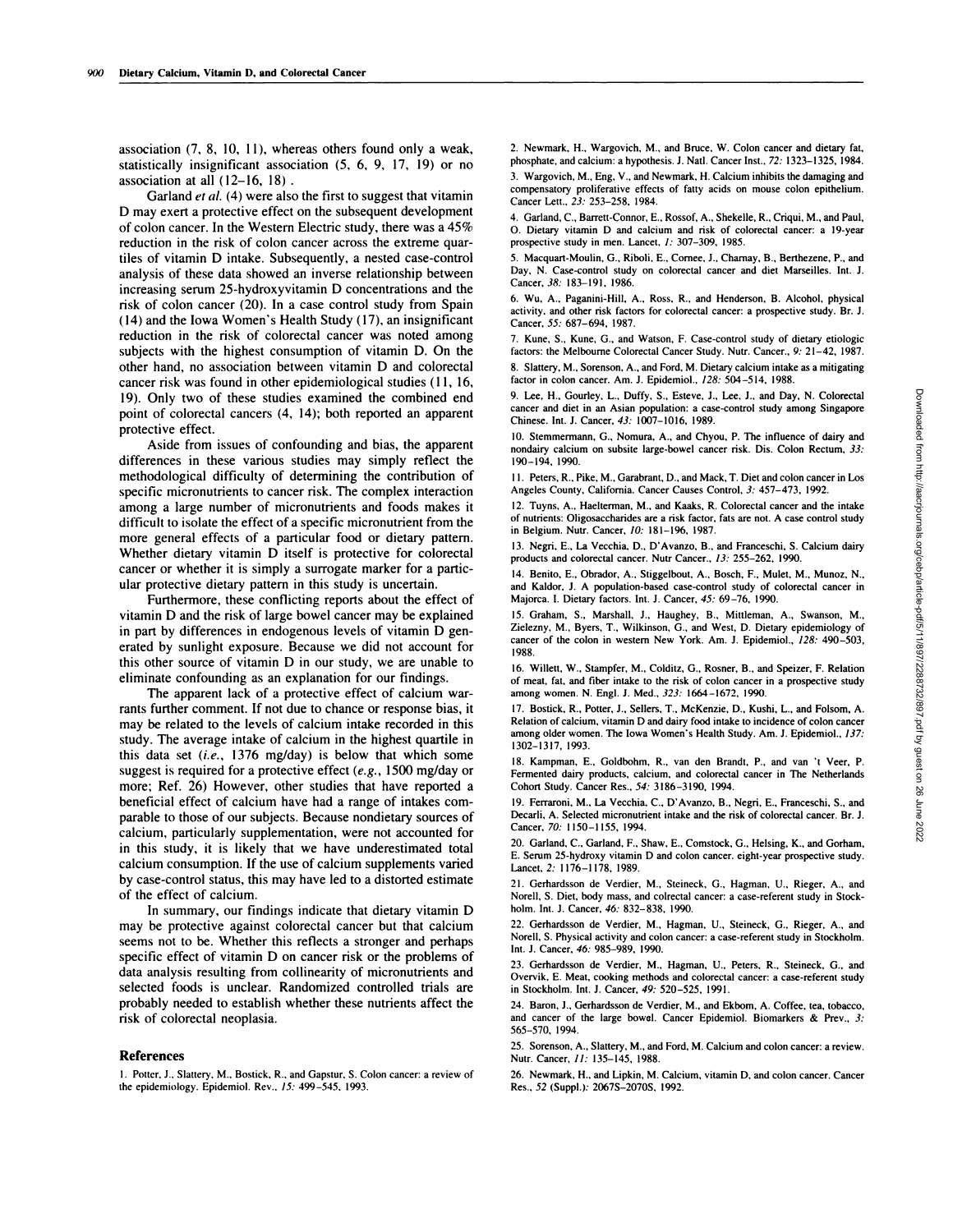association (7, 8, 10, 11), whereas others found only a weak, statistically insignificant association (5, 6, 9, 17, 19) or no association at all (12–16, 18).

Garland *et al.* (4) were also the first to suggest that vitamin D may exert a protective effect on the subsequent development of colon cancer. In the Western Electric study, there was a 45% reduction in the risk of colon cancer across the extreme quartiles of vitamin D intake. Subsequently, a nested case-control analysis of these data showed an inverse relationship between increasing serum 25-hydroxyvitamin D concentrations and the risk of colon cancer (20). In a case control study from Spain (14) and the Iowa Women's Health Study (17), an insignificant reduction in the risk of colorectal cancer was noted among subjects with the highest consumption of vitamin D. On the other hand, no association between vitamin D and colorectal cancer risk was found in other epidemiological studies (11, 16, 19). Only two of these studies examined the combined end point of colorectal cancers (4, 14); both reported an apparent protective effect.

Aside from issues of confounding and bias, the apparent differences in these various studies may simply reflect the methodological difficulty of determining the contribution of specific micronutrients to cancer risk. The complex interaction among a large number of micronutrients and foods makes it difficult to isolate the effect of a specific micronutrient from the more general effects of a particular food or dietary pattern. Whether dietary vitamin D itself is protective for colorectal cancer or whether it is simply a surrogate marker for a particular protective dietary pattern in this study is uncertain.

Furthermore, these conflicting reports about the effect of vitamin D and the risk of large bowel cancer may be explained in part by differences in endogenous levels of vitamin D generated by sunlight exposure. Because we did not account for this other source of vitamin D in our study, we are unable to eliminate confounding as an explanation for our findings.

The apparent lack of a protective effect of calcium warrants further comment. If not due to chance or response bias, it may be related to the levels of calcium intake recorded in this study. The average intake of calcium in the highest quartile in this data set (*i.e.*, 1376 mg/day) is below that which some suggest is required for a protective effect (*e.g.*, 1500 mg/day or more; Ref. 26) However, other studies that have reported a beneficial effect of calcium have had a range of intakes comparable to those of our subjects. Because nondietary sources of calcium, particularly supplementation, were not accounted for in this study, it is likely that we have underestimated total calcium consumption. If the use of calcium supplements varied by case-control status, this may have led to a distorted estimate of the effect of calcium.

In summary, our findings indicate that dietary vitamin D may be protective against colorectal cancer but that calcium seems not to be. Whether this reflects a stronger and perhaps specific effect of vitamin D on cancer risk or the problems of data analysis resulting from collinearity of micronutrients and selected foods is unclear. Randomized controlled trials are probably needed to establish whether these nutrients affect the risk of colorectal neoplasia.

## References

1. Potter, J., Slattery, M., Bostick, R., and Gapstur, S. Colon cancer: a review of the epidemiology. Epidemiol. Rev., *15:* 499–545, 1993.

2. Newmark, H., Wargovich, M., and Bruce, W. Colon cancer and dietary fat, phosphate, and calcium: a hypothesis. J. Natl. Cancer Inst., *72:* 1323–1325, 1984.

3. Wargovich, M., Eng, V., and Newmark, H. Calcium inhibits the damaging and compensatory proliferative effects of fatty acids on mouse colon epithelium. Cancer Lett., *23:* 253–258, 1984.

4. Garland, C., Barrett-Connor, E., Rossof, A., Shekelle, R., Criqui, M., and Paul, O. Dietary vitamin D and calcium and risk of colorectal cancer: a 19-year prospective study in men. Lancet, *1:* 307–309, 1985.

5. Macquart-Moulin, G., Riboli, E., Cornee, J., Charnay, B., Berthezene, P., and Day, N. Case-control study on colorectal cancer and diet Marseilles. Int. J. Cancer, *38:* 183–191, 1986.

6. Wu, A., Paganini-Hill, A., Ross, R., and Henderson, B. Alcohol, physical activity, and other risk factors for colorectal cancer: a prospective study. Br. J. Cancer, *55:* 687–694, 1987.

7. Kune, S., Kune, G., and Watson, F. Case-control study of dietary etiologic factors: the Melbourne Colorectal Cancer Study. Nutr. Cancer., *9:* 21–42, 1987.

8. Slattery, M., Sorenson, A., and Ford, M. Dietary calcium intake as a mitigating factor in colon cancer. Am. J. Epidemiol., *128:* 504–514, 1988.

9. Lee, H., Gourley, L., Duffy, S., Esteve, J., Lee, J., and Day, N. Colorectal cancer and diet in an Asian population: a case-control study among Singapore Chinese. Int. J. Cancer, *43:* 1007–1016, 1989.

10. Stemmermann, G., Nomura, A., and Chyou, P. The influence of dairy and nondairy calcium on subsite large-bowel cancer risk. Dis. Colon Rectum, *33:* 190–194, 1990.

11. Peters, R., Pike, M., Garabrant, D., and Mack, T. Diet and colon cancer in Los Angeles County, California. Cancer Causes Control, *3:* 457–473, 1992.

12. Tuyns, A., Haelterman, M., and Kaaks, R. Colorectal cancer and the intake of nutrients: Oligosaccharides are a risk factor, fats are not. A case control study in Belgium. Nutr. Cancer, *10:* 181–196, 1987.

13. Negri, E., La Vecchia, D., D'Avanzo, B., and Franceschi, S. Calcium dairy products and colorectal cancer. Nutr Cancer., *13:* 255–262, 1990.

14. Benito, E., Obrador, A., Stiggelbout, A., Bosch, F., Mulet, M., Munoz, N., and Kaldor, J. A population-based case-control study of colorectal cancer in Majorca. I. Dietary factors. Int. J. Cancer, *45:* 69–76, 1990.

15. Graham, S., Marshall, J., Haughey, B., Mittleman, A., Swanson, M., Zielezny, M., Byers, T., Wilkinson, G., and West, D. Dietary epidemiology of cancer of the colon in western New York. Am. J. Epidemiol., *128:* 490–503, 1988.

16. Willett, W., Stampfer, M., Colditz, G., Rosner, B., and Speizer, F. Relation of meat, fat, and fiber intake to the risk of colon cancer in a prospective study among women. N. Engl. J. Med., *323:* 1664–1672, 1990.

17. Bostick, R., Potter, J., Sellers, T., McKenzie, D., Kushi, L., and Folsom, A. Relation of calcium, vitamin D and dairy food intake to incidence of colon cancer among older women. The Iowa Women's Health Study. Am. J. Epidemiol., *137:* 1302–1317, 1993.

18. Kampman, E., Goldbohm, R., van den Brandt, P., and van 't Veer, P. Fermented dairy products, calcium, and colorectal cancer in The Netherlands Cohort Study. Cancer Res., *54:* 3186–3190, 1994.

19. Ferraroni, M., La Vecchia, C., D'Avanzo, B., Negri, E., Franceschi, S., and Decarli, A. Selected micronutrient intake and the risk of colorectal cancer. Br. J. Cancer, *70:* 1150–1155, 1994.

20. Garland, C., Garland, F., Shaw, E., Comstock, G., Helsing, K., and Gorham, E. Serum 25-hydroxy vitamin D and colon cancer. eight-year prospective study. Lancet, *2:* 1176–1178, 1989.

21. Gerhardsson de Verdier, M., Steineck, G., Hagman, U., Rieger, A., and Norell, S. Diet, body mass, and colrectal cancer: a case-referent study in Stockholm. Int. J. Cancer, *46:* 832–838, 1990.

22. Gerhardsson de Verdier, M., Hagman, U., Steineck, G., Rieger, A., and Norell, S. Physical activity and colon cancer: a case-referent study in Stockholm. Int. J. Cancer, *46:* 985–989, 1990.

23. Gerhardsson de Verdier, M., Hagman, U., Peters, R., Steineck, G., and Overvik, E. Meat, cooking methods and colorectal cancer: a case-referent study in Stockholm. Int. J. Cancer, *49:* 520–525, 1991.

24. Baron, J., Gerhardsson de Verdier, M., and Ekbom, A. Coffee, tea, tobacco, and cancer of the large bowel. Cancer Epidemiol. Biomarkers & Prev., *3:* 565–570, 1994.

25. Sorenson, A., Slattery, M., and Ford, M. Calcium and colon cancer: a review. Nutr. Cancer, *11:* 135–145, 1988.

26. Newmark, H., and Lipkin, M. Calcium, vitamin D, and colon cancer. Cancer Res., *52* (Suppl.): 2067S–2070S, 1992.